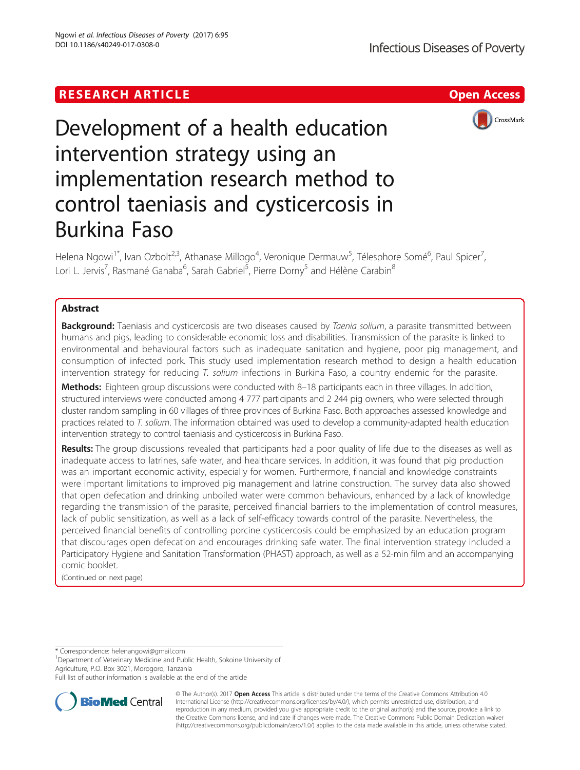RESEARCH ARTICLE

Open Access

# Development of a health education intervention strategy using an implementation research method to control taeniasis and cysticercosis in Burkina Faso

Helena Ngowi[1*], Ivan Ozbolt[2,3], Athanase Millogo[4], Veronique Dermauw[5], Télesphore Somé[6], Paul Spicer[7], Lori L. Jervis[7], Rasmané Ganaba[6], Sarah Gabriel[5], Pierre Dorny[5] and Hélène Carabin[8]

## Abstract

**Background:** Taeniasis and cysticercosis are two diseases caused by *Taenia solium*, a parasite transmitted between humans and pigs, leading to considerable economic loss and disabilities. Transmission of the parasite is linked to environmental and behavioural factors such as inadequate sanitation and hygiene, poor pig management, and consumption of infected pork. This study used implementation research method to design a health education intervention strategy for reducing *T. solium* infections in Burkina Faso, a country endemic for the parasite.

**Methods:** Eighteen group discussions were conducted with 8–18 participants each in three villages. In addition, structured interviews were conducted among 4 777 participants and 2 244 pig owners, who were selected through cluster random sampling in 60 villages of three provinces of Burkina Faso. Both approaches assessed knowledge and practices related to *T. solium*. The information obtained was used to develop a community-adapted health education intervention strategy to control taeniasis and cysticercosis in Burkina Faso.

**Results:** The group discussions revealed that participants had a poor quality of life due to the diseases as well as inadequate access to latrines, safe water, and healthcare services. In addition, it was found that pig production was an important economic activity, especially for women. Furthermore, financial and knowledge constraints were important limitations to improved pig management and latrine construction. The survey data also showed that open defecation and drinking unboiled water were common behaviours, enhanced by a lack of knowledge regarding the transmission of the parasite, perceived financial barriers to the implementation of control measures, lack of public sensitization, as well as a lack of self-efficacy towards control of the parasite. Nevertheless, the perceived financial benefits of controlling porcine cysticercosis could be emphasized by an education program that discourages open defecation and encourages drinking safe water. The final intervention strategy included a Participatory Hygiene and Sanitation Transformation (PHAST) approach, as well as a 52-min film and an accompanying comic booklet.

(Continued on next page)

\* Correspondence: helenangowi@gmail.com
[1]Department of Veterinary Medicine and Public Health, Sokoine University of Agriculture, P.O. Box 3021, Morogoro, Tanzania
Full list of author information is available at the end of the article

© The Author(s). 2017 **Open Access** This article is distributed under the terms of the Creative Commons Attribution 4.0 International License (http://creativecommons.org/licenses/by/4.0/), which permits unrestricted use, distribution, and reproduction in any medium, provided you give appropriate credit to the original author(s) and the source, provide a link to the Creative Commons license, and indicate if changes were made. The Creative Commons Public Domain Dedication waiver (http://creativecommons.org/publicdomain/zero/1.0/) applies to the data made available in this article, unless otherwise stated.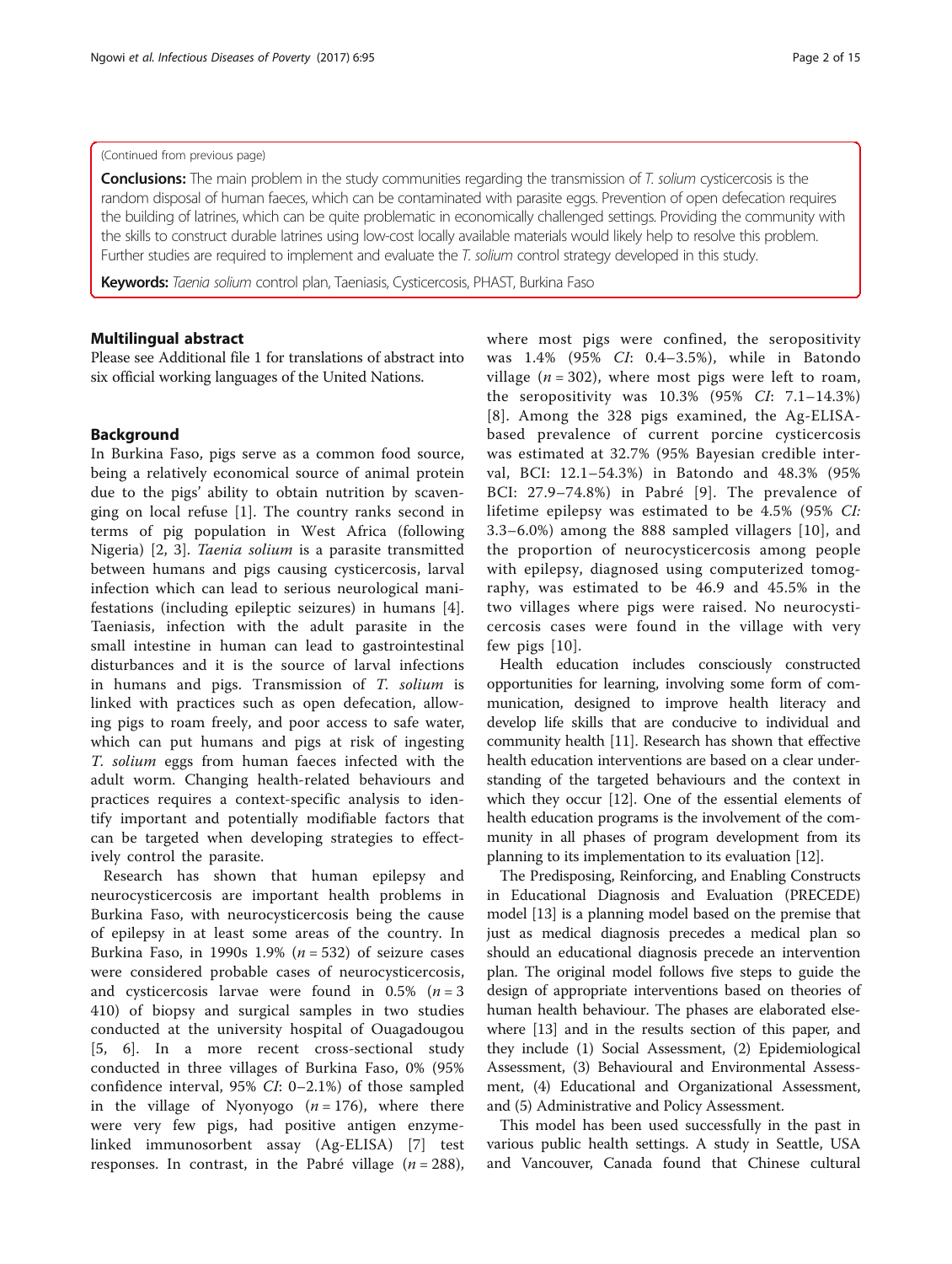(Continued from previous page)

**Conclusions:** The main problem in the study communities regarding the transmission of *T. solium* cysticercosis is the random disposal of human faeces, which can be contaminated with parasite eggs. Prevention of open defecation requires the building of latrines, which can be quite problematic in economically challenged settings. Providing the community with the skills to construct durable latrines using low-cost locally available materials would likely help to resolve this problem. Further studies are required to implement and evaluate the *T. solium* control strategy developed in this study.

**Keywords:** *Taenia solium* control plan, Taeniasis, Cysticercosis, PHAST, Burkina Faso

## Multilingual abstract

Please see Additional file 1 for translations of abstract into six official working languages of the United Nations.

## Background

In Burkina Faso, pigs serve as a common food source, being a relatively economical source of animal protein due to the pigs' ability to obtain nutrition by scavenging on local refuse [1]. The country ranks second in terms of pig population in West Africa (following Nigeria) [2, 3]. *Taenia solium* is a parasite transmitted between humans and pigs causing cysticercosis, larval infection which can lead to serious neurological manifestations (including epileptic seizures) in humans [4]. Taeniasis, infection with the adult parasite in the small intestine in human can lead to gastrointestinal disturbances and it is the source of larval infections in humans and pigs. Transmission of *T. solium* is linked with practices such as open defecation, allowing pigs to roam freely, and poor access to safe water, which can put humans and pigs at risk of ingesting *T. solium* eggs from human faeces infected with the adult worm. Changing health-related behaviours and practices requires a context-specific analysis to identify important and potentially modifiable factors that can be targeted when developing strategies to effectively control the parasite.

Research has shown that human epilepsy and neurocysticercosis are important health problems in Burkina Faso, with neurocysticercosis being the cause of epilepsy in at least some areas of the country. In Burkina Faso, in 1990s 1.9% ($n = 532$) of seizure cases were considered probable cases of neurocysticercosis, and cysticercosis larvae were found in 0.5% ($n = 3$ 410) of biopsy and surgical samples in two studies conducted at the university hospital of Ouagadougou [5, 6]. In a more recent cross-sectional study conducted in three villages of Burkina Faso, 0% (95% confidence interval, 95% *CI*: 0–2.1%) of those sampled in the village of Nyonyogo ($n = 176$), where there were very few pigs, had positive antigen enzyme-linked immunosorbent assay (Ag-ELISA) [7] test responses. In contrast, in the Pabré village ($n = 288$), where most pigs were confined, the seropositivity was 1.4% (95% *CI*: 0.4–3.5%), while in Batondo village ($n = 302$), where most pigs were left to roam, the seropositivity was 10.3% (95% *CI*: 7.1–14.3%) [8]. Among the 328 pigs examined, the Ag-ELISA-based prevalence of current porcine cysticercosis was estimated at 32.7% (95% Bayesian credible interval, BCI: 12.1–54.3%) in Batondo and 48.3% (95% BCI: 27.9–74.8%) in Pabré [9]. The prevalence of lifetime epilepsy was estimated to be 4.5% (95% *CI:* 3.3–6.0%) among the 888 sampled villagers [10], and the proportion of neurocysticercosis among people with epilepsy, diagnosed using computerized tomography, was estimated to be 46.9 and 45.5% in the two villages where pigs were raised. No neurocysticercosis cases were found in the village with very few pigs [10].

Health education includes consciously constructed opportunities for learning, involving some form of communication, designed to improve health literacy and develop life skills that are conducive to individual and community health [11]. Research has shown that effective health education interventions are based on a clear understanding of the targeted behaviours and the context in which they occur [12]. One of the essential elements of health education programs is the involvement of the community in all phases of program development from its planning to its implementation to its evaluation [12].

The Predisposing, Reinforcing, and Enabling Constructs in Educational Diagnosis and Evaluation (PRECEDE) model [13] is a planning model based on the premise that just as medical diagnosis precedes a medical plan so should an educational diagnosis precede an intervention plan. The original model follows five steps to guide the design of appropriate interventions based on theories of human health behaviour. The phases are elaborated elsewhere [13] and in the results section of this paper, and they include (1) Social Assessment, (2) Epidemiological Assessment, (3) Behavioural and Environmental Assessment, (4) Educational and Organizational Assessment, and (5) Administrative and Policy Assessment.

This model has been used successfully in the past in various public health settings. A study in Seattle, USA and Vancouver, Canada found that Chinese cultural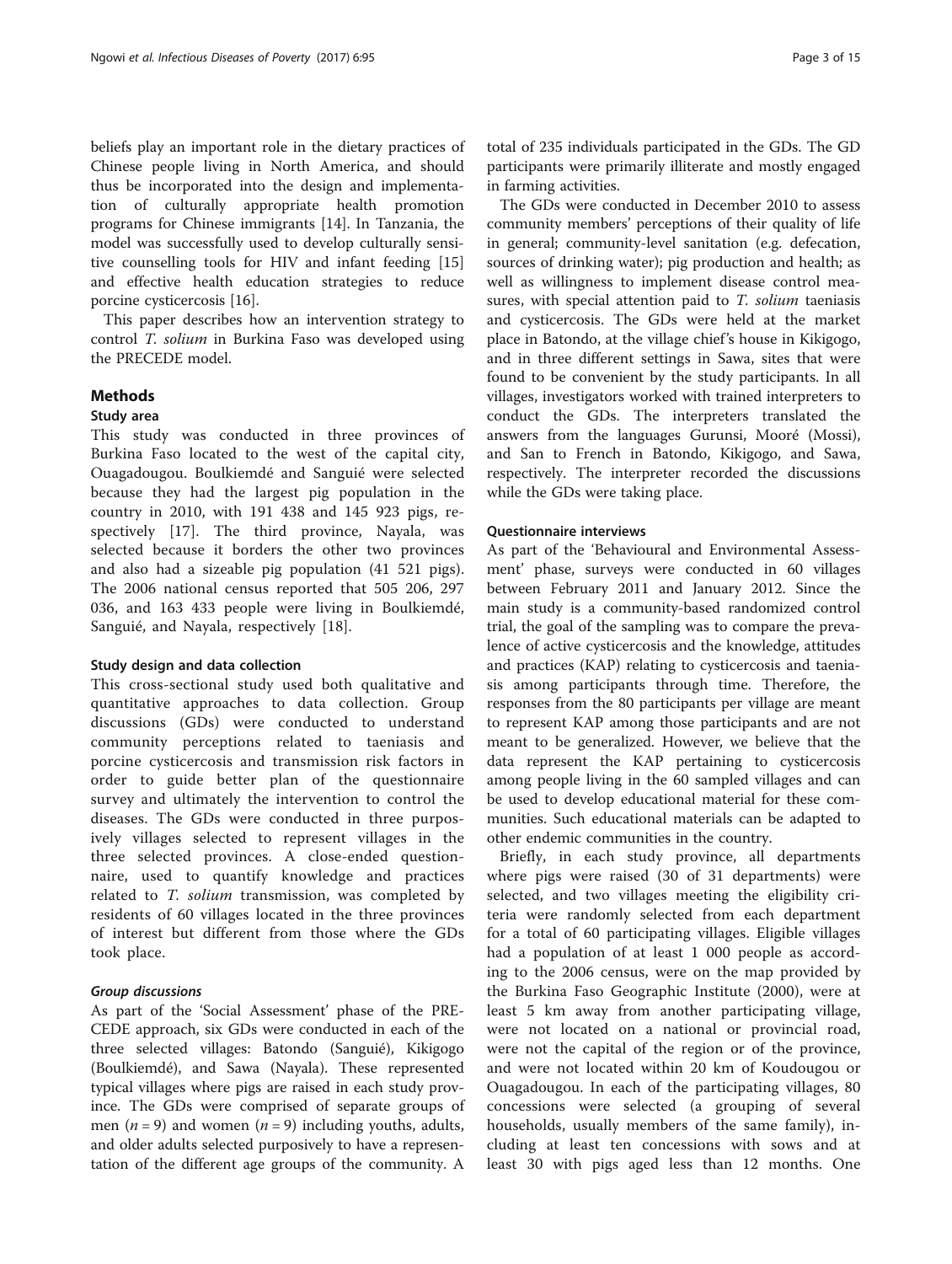beliefs play an important role in the dietary practices of Chinese people living in North America, and should thus be incorporated into the design and implementation of culturally appropriate health promotion programs for Chinese immigrants [14]. In Tanzania, the model was successfully used to develop culturally sensitive counselling tools for HIV and infant feeding [15] and effective health education strategies to reduce porcine cysticercosis [16].

This paper describes how an intervention strategy to control *T. solium* in Burkina Faso was developed using the PRECEDE model.

## Methods

### Study area

This study was conducted in three provinces of Burkina Faso located to the west of the capital city, Ouagadougou. Boulkiemdé and Sanguié were selected because they had the largest pig population in the country in 2010, with 191 438 and 145 923 pigs, respectively [17]. The third province, Nayala, was selected because it borders the other two provinces and also had a sizeable pig population (41 521 pigs). The 2006 national census reported that 505 206, 297 036, and 163 433 people were living in Boulkiemdé, Sanguié, and Nayala, respectively [18].

### Study design and data collection

This cross-sectional study used both qualitative and quantitative approaches to data collection. Group discussions (GDs) were conducted to understand community perceptions related to taeniasis and porcine cysticercosis and transmission risk factors in order to guide better plan of the questionnaire survey and ultimately the intervention to control the diseases. The GDs were conducted in three purposively villages selected to represent villages in the three selected provinces. A close-ended questionnaire, used to quantify knowledge and practices related to *T. solium* transmission, was completed by residents of 60 villages located in the three provinces of interest but different from those where the GDs took place.

#### *Group discussions*

As part of the 'Social Assessment' phase of the PRECEDE approach, six GDs were conducted in each of the three selected villages: Batondo (Sanguié), Kikigogo (Boulkiemdé), and Sawa (Nayala). These represented typical villages where pigs are raised in each study province. The GDs were comprised of separate groups of men ($n = 9$) and women ($n = 9$) including youths, adults, and older adults selected purposively to have a representation of the different age groups of the community. A total of 235 individuals participated in the GDs. The GD participants were primarily illiterate and mostly engaged in farming activities.

The GDs were conducted in December 2010 to assess community members' perceptions of their quality of life in general; community-level sanitation (e.g. defecation, sources of drinking water); pig production and health; as well as willingness to implement disease control measures, with special attention paid to *T. solium* taeniasis and cysticercosis. The GDs were held at the market place in Batondo, at the village chief's house in Kikigogo, and in three different settings in Sawa, sites that were found to be convenient by the study participants. In all villages, investigators worked with trained interpreters to conduct the GDs. The interpreters translated the answers from the languages Gurunsi, Mooré (Mossi), and San to French in Batondo, Kikigogo, and Sawa, respectively. The interpreter recorded the discussions while the GDs were taking place.

#### Questionnaire interviews

As part of the 'Behavioural and Environmental Assessment' phase, surveys were conducted in 60 villages between February 2011 and January 2012. Since the main study is a community-based randomized control trial, the goal of the sampling was to compare the prevalence of active cysticercosis and the knowledge, attitudes and practices (KAP) relating to cysticercosis and taeniasis among participants through time. Therefore, the responses from the 80 participants per village are meant to represent KAP among those participants and are not meant to be generalized. However, we believe that the data represent the KAP pertaining to cysticercosis among people living in the 60 sampled villages and can be used to develop educational material for these communities. Such educational materials can be adapted to other endemic communities in the country.

Briefly, in each study province, all departments where pigs were raised (30 of 31 departments) were selected, and two villages meeting the eligibility criteria were randomly selected from each department for a total of 60 participating villages. Eligible villages had a population of at least 1 000 people as according to the 2006 census, were on the map provided by the Burkina Faso Geographic Institute (2000), were at least 5 km away from another participating village, were not located on a national or provincial road, were not the capital of the region or of the province, and were not located within 20 km of Koudougou or Ouagadougou. In each of the participating villages, 80 concessions were selected (a grouping of several households, usually members of the same family), including at least ten concessions with sows and at least 30 with pigs aged less than 12 months. One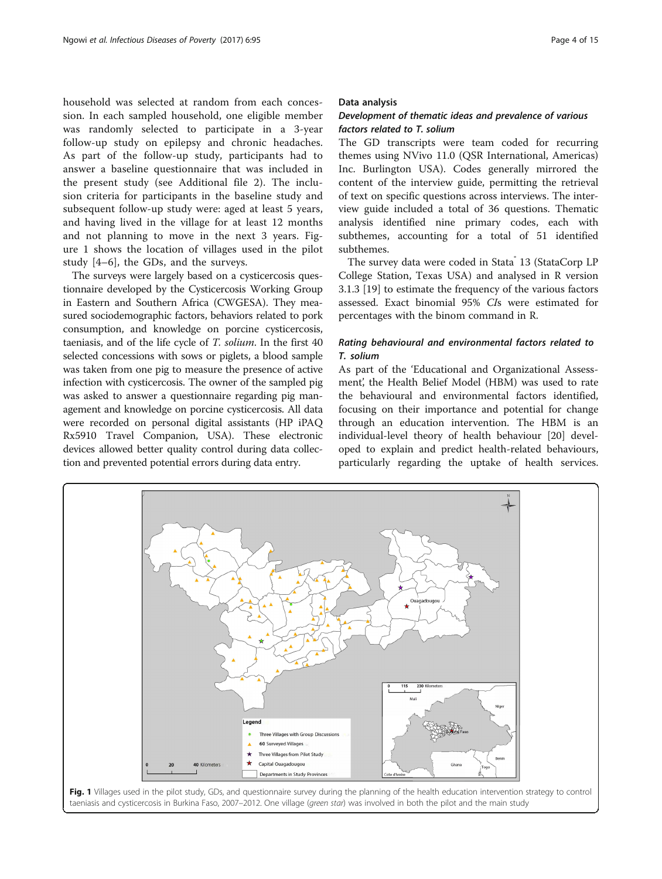household was selected at random from each concession. In each sampled household, one eligible member was randomly selected to participate in a 3-year follow-up study on epilepsy and chronic headaches. As part of the follow-up study, participants had to answer a baseline questionnaire that was included in the present study (see Additional file 2). The inclusion criteria for participants in the baseline study and subsequent follow-up study were: aged at least 5 years, and having lived in the village for at least 12 months and not planning to move in the next 3 years. Figure 1 shows the location of villages used in the pilot study [4–6], the GDs, and the surveys.

The surveys were largely based on a cysticercosis questionnaire developed by the Cysticercosis Working Group in Eastern and Southern Africa (CWGESA). They measured sociodemographic factors, behaviors related to pork consumption, and knowledge on porcine cysticercosis, taeniasis, and of the life cycle of *T. solium*. In the first 40 selected concessions with sows or piglets, a blood sample was taken from one pig to measure the presence of active infection with cysticercosis. The owner of the sampled pig was asked to answer a questionnaire regarding pig management and knowledge on porcine cysticercosis. All data were recorded on personal digital assistants (HP iPAQ Rx5910 Travel Companion, USA). These electronic devices allowed better quality control during data collection and prevented potential errors during data entry.

## Data analysis

### Development of thematic ideas and prevalence of various factors related to *T. solium*

The GD transcripts were team coded for recurring themes using NVivo 11.0 (QSR International, Americas) Inc. Burlington USA). Codes generally mirrored the content of the interview guide, permitting the retrieval of text on specific questions across interviews. The interview guide included a total of 36 questions. Thematic analysis identified nine primary codes, each with subthemes, accounting for a total of 51 identified subthemes.

The survey data were coded in Stata® 13 (StataCorp LP College Station, Texas USA) and analysed in R version 3.1.3 [19] to estimate the frequency of the various factors assessed. Exact binomial 95% *CI*s were estimated for percentages with the binom command in R.

### Rating behavioural and environmental factors related to *T. solium*

As part of the 'Educational and Organizational Assessment', the Health Belief Model (HBM) was used to rate the behavioural and environmental factors identified, focusing on their importance and potential for change through an education intervention. The HBM is an individual-level theory of health behaviour [20] developed to explain and predict health-related behaviours, particularly regarding the uptake of health services.

**Fig. 1** Villages used in the pilot study, GDs, and questionnaire survey during the planning of the health education intervention strategy to control taeniasis and cysticercosis in Burkina Faso, 2007–2012. One village (*green star*) was involved in both the pilot and the main study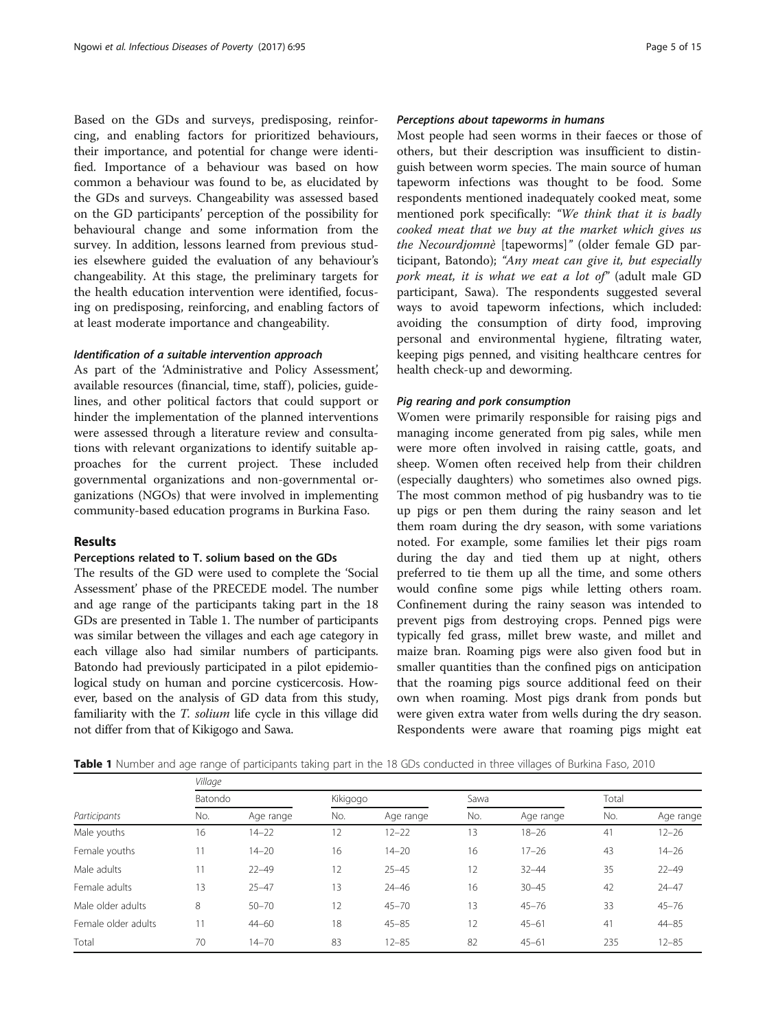Based on the GDs and surveys, predisposing, reinforcing, and enabling factors for prioritized behaviours, their importance, and potential for change were identified. Importance of a behaviour was based on how common a behaviour was found to be, as elucidated by the GDs and surveys. Changeability was assessed based on the GD participants' perception of the possibility for behavioural change and some information from the survey. In addition, lessons learned from previous studies elsewhere guided the evaluation of any behaviour's changeability. At this stage, the preliminary targets for the health education intervention were identified, focusing on predisposing, reinforcing, and enabling factors of at least moderate importance and changeability.

#### *Identification of a suitable intervention approach*

As part of the 'Administrative and Policy Assessment', available resources (financial, time, staff), policies, guidelines, and other political factors that could support or hinder the implementation of the planned interventions were assessed through a literature review and consultations with relevant organizations to identify suitable approaches for the current project. These included governmental organizations and non-governmental organizations (NGOs) that were involved in implementing community-based education programs in Burkina Faso.

## Results

### Perceptions related to T. solium based on the GDs

The results of the GD were used to complete the 'Social Assessment' phase of the PRECEDE model. The number and age range of the participants taking part in the 18 GDs are presented in Table 1. The number of participants was similar between the villages and each age category in each village also had similar numbers of participants. Batondo had previously participated in a pilot epidemiological study on human and porcine cysticercosis. However, based on the analysis of GD data from this study, familiarity with the *T. solium* life cycle in this village did not differ from that of Kikigogo and Sawa.

#### *Perceptions about tapeworms in humans*

Most people had seen worms in their faeces or those of others, but their description was insufficient to distinguish between worm species. The main source of human tapeworm infections was thought to be food. Some respondents mentioned inadequately cooked meat, some mentioned pork specifically: *"We think that it is badly cooked meat that we buy at the market which gives us the Necourdjomnè* [tapeworms]*"* (older female GD participant, Batondo); *"Any meat can give it, but especially pork meat, it is what we eat a lot of"* (adult male GD participant, Sawa). The respondents suggested several ways to avoid tapeworm infections, which included: avoiding the consumption of dirty food, improving personal and environmental hygiene, filtrating water, keeping pigs penned, and visiting healthcare centres for health check-up and deworming.

#### *Pig rearing and pork consumption*

Women were primarily responsible for raising pigs and managing income generated from pig sales, while men were more often involved in raising cattle, goats, and sheep. Women often received help from their children (especially daughters) who sometimes also owned pigs. The most common method of pig husbandry was to tie up pigs or pen them during the rainy season and let them roam during the dry season, with some variations noted. For example, some families let their pigs roam during the day and tied them up at night, others preferred to tie them up all the time, and some others would confine some pigs while letting others roam. Confinement during the rainy season was intended to prevent pigs from destroying crops. Penned pigs were typically fed grass, millet brew waste, and millet and maize bran. Roaming pigs were also given food but in smaller quantities than the confined pigs on anticipation that the roaming pigs source additional feed on their own when roaming. Most pigs drank from ponds but were given extra water from wells during the dry season. Respondents were aware that roaming pigs might eat

**Table 1** Number and age range of participants taking part in the 18 GDs conducted in three villages of Burkina Faso, 2010

| | *Village* | | | | | | | |
|---|---|---|---|---|---|---|---|---|
| | Batondo | | Kikigogo | | Sawa | | Total | |
| *Participants* | No. | Age range | No. | Age range | No. | Age range | No. | Age range |
| Male youths | 16 | 14–22 | 12 | 12–22 | 13 | 18–26 | 41 | 12–26 |
| Female youths | 11 | 14–20 | 16 | 14–20 | 16 | 17–26 | 43 | 14–26 |
| Male adults | 11 | 22–49 | 12 | 25–45 | 12 | 32–44 | 35 | 22–49 |
| Female adults | 13 | 25–47 | 13 | 24–46 | 16 | 30–45 | 42 | 24–47 |
| Male older adults | 8 | 50–70 | 12 | 45–70 | 13 | 45–76 | 33 | 45–76 |
| Female older adults | 11 | 44–60 | 18 | 45–85 | 12 | 45–61 | 41 | 44–85 |
| Total | 70 | 14–70 | 83 | 12–85 | 82 | 45–61 | 235 | 12–85 |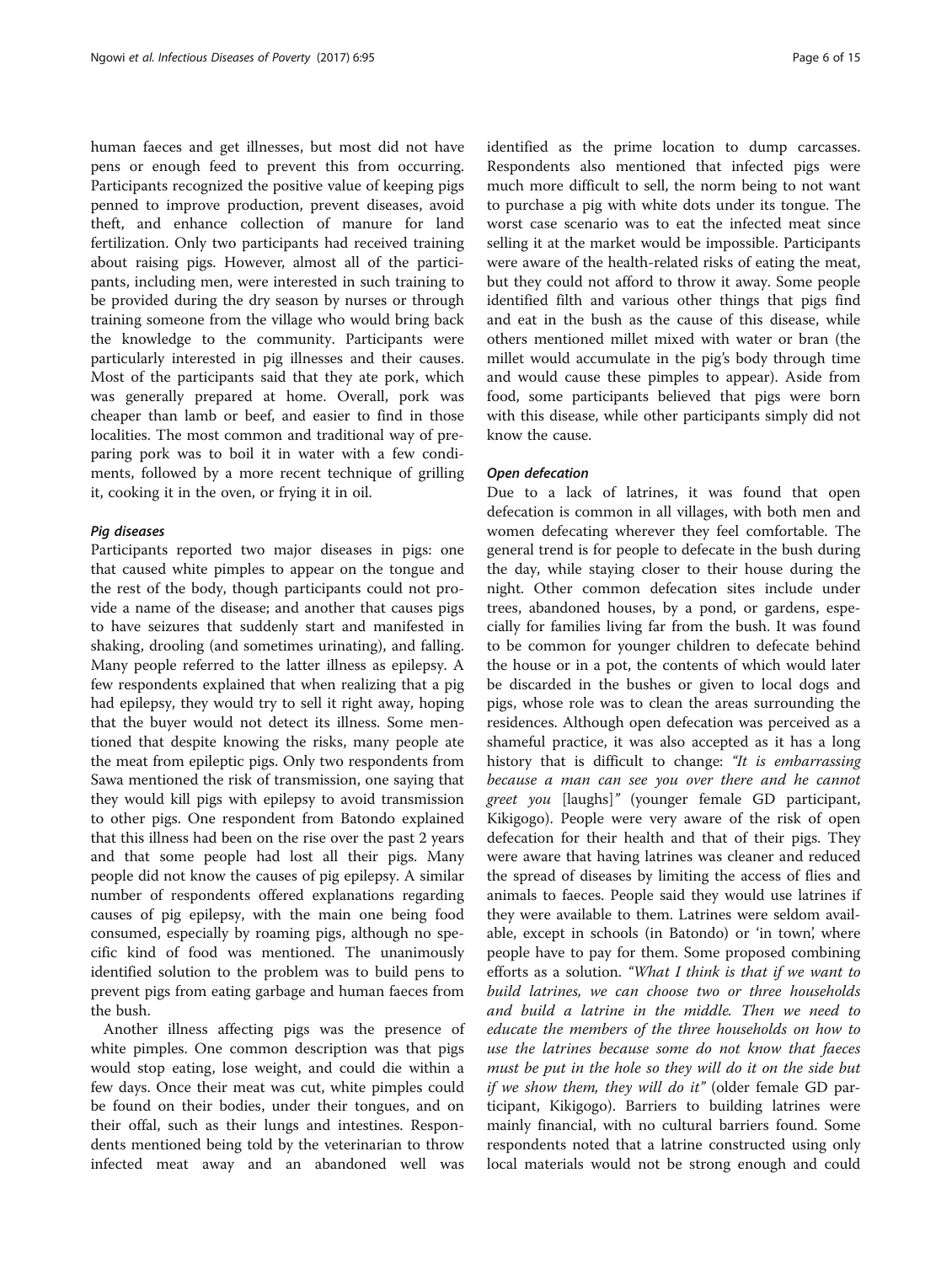human faeces and get illnesses, but most did not have pens or enough feed to prevent this from occurring. Participants recognized the positive value of keeping pigs penned to improve production, prevent diseases, avoid theft, and enhance collection of manure for land fertilization. Only two participants had received training about raising pigs. However, almost all of the participants, including men, were interested in such training to be provided during the dry season by nurses or through training someone from the village who would bring back the knowledge to the community. Participants were particularly interested in pig illnesses and their causes. Most of the participants said that they ate pork, which was generally prepared at home. Overall, pork was cheaper than lamb or beef, and easier to find in those localities. The most common and traditional way of preparing pork was to boil it in water with a few condiments, followed by a more recent technique of grilling it, cooking it in the oven, or frying it in oil.

#### *Pig diseases*

Participants reported two major diseases in pigs: one that caused white pimples to appear on the tongue and the rest of the body, though participants could not provide a name of the disease; and another that causes pigs to have seizures that suddenly start and manifested in shaking, drooling (and sometimes urinating), and falling. Many people referred to the latter illness as epilepsy. A few respondents explained that when realizing that a pig had epilepsy, they would try to sell it right away, hoping that the buyer would not detect its illness. Some mentioned that despite knowing the risks, many people ate the meat from epileptic pigs. Only two respondents from Sawa mentioned the risk of transmission, one saying that they would kill pigs with epilepsy to avoid transmission to other pigs. One respondent from Batondo explained that this illness had been on the rise over the past 2 years and that some people had lost all their pigs. Many people did not know the causes of pig epilepsy. A similar number of respondents offered explanations regarding causes of pig epilepsy, with the main one being food consumed, especially by roaming pigs, although no specific kind of food was mentioned. The unanimously identified solution to the problem was to build pens to prevent pigs from eating garbage and human faeces from the bush.

Another illness affecting pigs was the presence of white pimples. One common description was that pigs would stop eating, lose weight, and could die within a few days. Once their meat was cut, white pimples could be found on their bodies, under their tongues, and on their offal, such as their lungs and intestines. Respondents mentioned being told by the veterinarian to throw infected meat away and an abandoned well was identified as the prime location to dump carcasses. Respondents also mentioned that infected pigs were much more difficult to sell, the norm being to not want to purchase a pig with white dots under its tongue. The worst case scenario was to eat the infected meat since selling it at the market would be impossible. Participants were aware of the health-related risks of eating the meat, but they could not afford to throw it away. Some people identified filth and various other things that pigs find and eat in the bush as the cause of this disease, while others mentioned millet mixed with water or bran (the millet would accumulate in the pig's body through time and would cause these pimples to appear). Aside from food, some participants believed that pigs were born with this disease, while other participants simply did not know the cause.

#### *Open defecation*

Due to a lack of latrines, it was found that open defecation is common in all villages, with both men and women defecating wherever they feel comfortable. The general trend is for people to defecate in the bush during the day, while staying closer to their house during the night. Other common defecation sites include under trees, abandoned houses, by a pond, or gardens, especially for families living far from the bush. It was found to be common for younger children to defecate behind the house or in a pot, the contents of which would later be discarded in the bushes or given to local dogs and pigs, whose role was to clean the areas surrounding the residences. Although open defecation was perceived as a shameful practice, it was also accepted as it has a long history that is difficult to change: *"It is embarrassing because a man can see you over there and he cannot greet you* [laughs]*"* (younger female GD participant, Kikigogo). People were very aware of the risk of open defecation for their health and that of their pigs. They were aware that having latrines was cleaner and reduced the spread of diseases by limiting the access of flies and animals to faeces. People said they would use latrines if they were available to them. Latrines were seldom available, except in schools (in Batondo) or 'in town', where people have to pay for them. Some proposed combining efforts as a solution. *"What I think is that if we want to build latrines, we can choose two or three households and build a latrine in the middle. Then we need to educate the members of the three households on how to use the latrines because some do not know that faeces must be put in the hole so they will do it on the side but if we show them, they will do it"* (older female GD participant, Kikigogo). Barriers to building latrines were mainly financial, with no cultural barriers found. Some respondents noted that a latrine constructed using only local materials would not be strong enough and could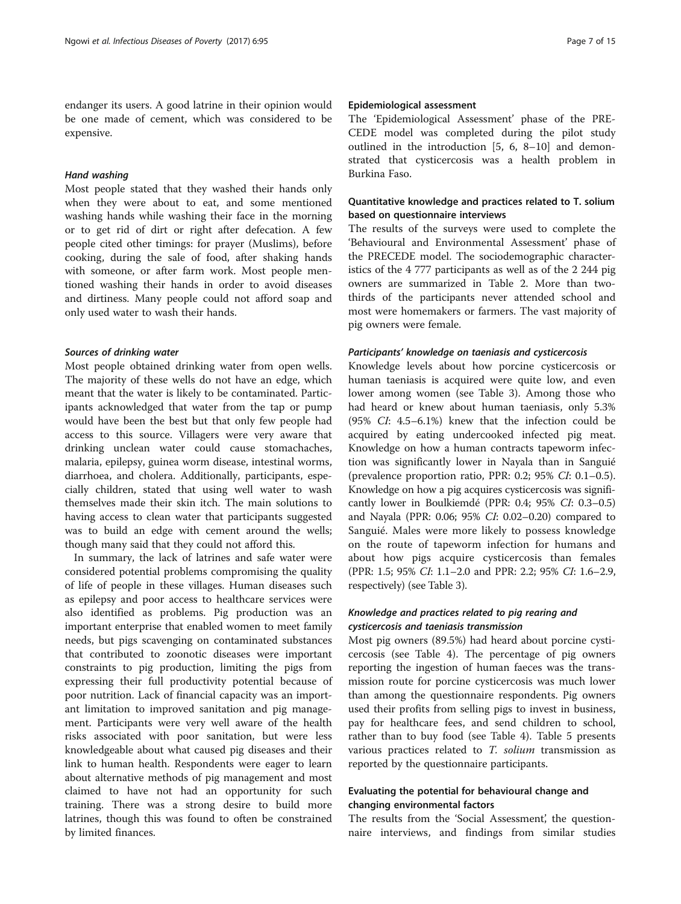endanger its users. A good latrine in their opinion would be one made of cement, which was considered to be expensive.

#### *Hand washing*

Most people stated that they washed their hands only when they were about to eat, and some mentioned washing hands while washing their face in the morning or to get rid of dirt or right after defecation. A few people cited other timings: for prayer (Muslims), before cooking, during the sale of food, after shaking hands with someone, or after farm work. Most people mentioned washing their hands in order to avoid diseases and dirtiness. Many people could not afford soap and only used water to wash their hands.

#### *Sources of drinking water*

Most people obtained drinking water from open wells. The majority of these wells do not have an edge, which meant that the water is likely to be contaminated. Participants acknowledged that water from the tap or pump would have been the best but that only few people had access to this source. Villagers were very aware that drinking unclean water could cause stomachaches, malaria, epilepsy, guinea worm disease, intestinal worms, diarrhoea, and cholera. Additionally, participants, especially children, stated that using well water to wash themselves made their skin itch. The main solutions to having access to clean water that participants suggested was to build an edge with cement around the wells; though many said that they could not afford this.

In summary, the lack of latrines and safe water were considered potential problems compromising the quality of life of people in these villages. Human diseases such as epilepsy and poor access to healthcare services were also identified as problems. Pig production was an important enterprise that enabled women to meet family needs, but pigs scavenging on contaminated substances that contributed to zoonotic diseases were important constraints to pig production, limiting the pigs from expressing their full productivity potential because of poor nutrition. Lack of financial capacity was an important limitation to improved sanitation and pig management. Participants were very well aware of the health risks associated with poor sanitation, but were less knowledgeable about what caused pig diseases and their link to human health. Respondents were eager to learn about alternative methods of pig management and most claimed to have not had an opportunity for such training. There was a strong desire to build more latrines, though this was found to often be constrained by limited finances.

### Epidemiological assessment

The 'Epidemiological Assessment' phase of the PRECEDE model was completed during the pilot study outlined in the introduction [5, 6, 8–10] and demonstrated that cysticercosis was a health problem in Burkina Faso.

### Quantitative knowledge and practices related to T. solium based on questionnaire interviews

The results of the surveys were used to complete the 'Behavioural and Environmental Assessment' phase of the PRECEDE model. The sociodemographic characteristics of the 4 777 participants as well as of the 2 244 pig owners are summarized in Table 2. More than two-thirds of the participants never attended school and most were homemakers or farmers. The vast majority of pig owners were female.

#### *Participants' knowledge on taeniasis and cysticercosis*

Knowledge levels about how porcine cysticercosis or human taeniasis is acquired were quite low, and even lower among women (see Table 3). Among those who had heard or knew about human taeniasis, only 5.3% (95% *CI*: 4.5–6.1%) knew that the infection could be acquired by eating undercooked infected pig meat. Knowledge on how a human contracts tapeworm infection was significantly lower in Nayala than in Sanguié (prevalence proportion ratio, PPR: 0.2; 95% *CI*: 0.1–0.5). Knowledge on how a pig acquires cysticercosis was significantly lower in Boulkiemdé (PPR: 0.4; 95% *CI*: 0.3–0.5) and Nayala (PPR: 0.06; 95% *CI*: 0.02–0.20) compared to Sanguié. Males were more likely to possess knowledge on the route of tapeworm infection for humans and about how pigs acquire cysticercosis than females (PPR: 1.5; 95% *CI*: 1.1–2.0 and PPR: 2.2; 95% *CI*: 1.6–2.9, respectively) (see Table 3).

#### *Knowledge and practices related to pig rearing and cysticercosis and taeniasis transmission*

Most pig owners (89.5%) had heard about porcine cysticercosis (see Table 4). The percentage of pig owners reporting the ingestion of human faeces was the transmission route for porcine cysticercosis was much lower than among the questionnaire respondents. Pig owners used their profits from selling pigs to invest in business, pay for healthcare fees, and send children to school, rather than to buy food (see Table 4). Table 5 presents various practices related to *T. solium* transmission as reported by the questionnaire participants.

### Evaluating the potential for behavioural change and changing environmental factors

The results from the 'Social Assessment', the questionnaire interviews, and findings from similar studies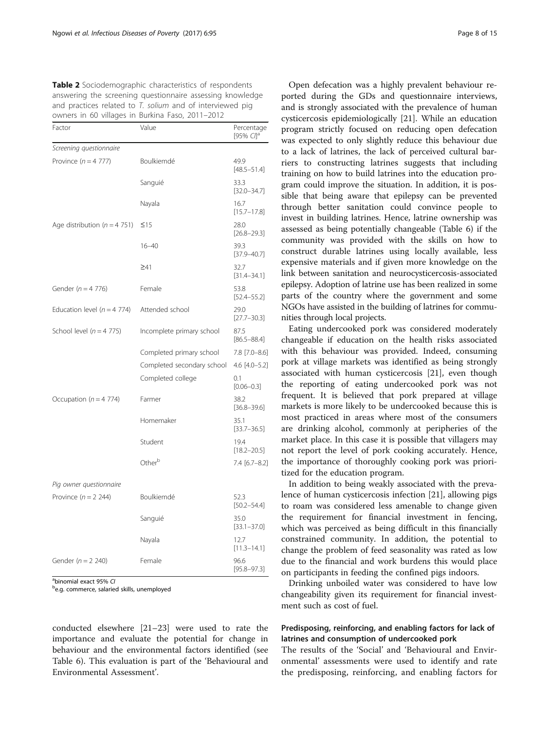**Table 2** Sociodemographic characteristics of respondents answering the screening questionnaire assessing knowledge and practices related to *T. solium* and of interviewed pig owners in 60 villages in Burkina Faso, 2011–2012

| Factor | Value | Percentage [95% *CI*][a] |
|---|---|---|
| *Screening questionnaire* | | |
| Province (*n* = 4 777) | Boulkiemdé | 49.9 [48.5–51.4] |
| | Sanguié | 33.3 [32.0–34.7] |
| | Nayala | 16.7 [15.7–17.8] |
| Age distribution (*n* = 4 751) | ≤15 | 28.0 [26.8–29.3] |
| | 16–40 | 39.3 [37.9–40.7] |
| | ≥41 | 32.7 [31.4–34.1] |
| Gender (*n* = 4 776) | Female | 53.8 [52.4–55.2] |
| Education level (*n* = 4 774) | Attended school | 29.0 [27.7–30.3] |
| School level (*n* = 4 775) | Incomplete primary school | 87.5 [86.5–88.4] |
| | Completed primary school | 7.8 [7.0–8.6] |
| | Completed secondary school | 4.6 [4.0–5.2] |
| | Completed college | 0.1 [0.06–0.3] |
| Occupation (*n* = 4 774) | Farmer | 38.2 [36.8–39.6] |
| | Homemaker | 35.1 [33.7–36.5] |
| | Student | 19.4 [18.2–20.5] |
| | Other[b] | 7.4 [6.7–8.2] |
| *Pig owner questionnaire* | | |
| Province (*n* = 2 244) | Boulkiemdé | 52.3 [50.2–54.4] |
| | Sanguié | 35.0 [33.1–37.0] |
| | Nayala | 12.7 [11.3–14.1] |
| Gender (*n* = 2 240) | Female | 96.6 [95.8–97.3] |

[a]binomial exact 95% *CI*
[b]e.g. commerce, salaried skills, unemployed

conducted elsewhere [21–23] were used to rate the importance and evaluate the potential for change in behaviour and the environmental factors identified (see Table 6). This evaluation is part of the 'Behavioural and Environmental Assessment'.

Open defecation was a highly prevalent behaviour reported during the GDs and questionnaire interviews, and is strongly associated with the prevalence of human cysticercosis epidemiologically [21]. While an education program strictly focused on reducing open defecation was expected to only slightly reduce this behaviour due to a lack of latrines, the lack of perceived cultural barriers to constructing latrines suggests that including training on how to build latrines into the education program could improve the situation. In addition, it is possible that being aware that epilepsy can be prevented through better sanitation could convince people to invest in building latrines. Hence, latrine ownership was assessed as being potentially changeable (Table 6) if the community was provided with the skills on how to construct durable latrines using locally available, less expensive materials and if given more knowledge on the link between sanitation and neurocysticercosis-associated epilepsy. Adoption of latrine use has been realized in some parts of the country where the government and some NGOs have assisted in the building of latrines for communities through local projects.

Eating undercooked pork was considered moderately changeable if education on the health risks associated with this behaviour was provided. Indeed, consuming pork at village markets was identified as being strongly associated with human cysticercosis [21], even though the reporting of eating undercooked pork was not frequent. It is believed that pork prepared at village markets is more likely to be undercooked because this is most practiced in areas where most of the consumers are drinking alcohol, commonly at peripheries of the market place. In this case it is possible that villagers may not report the level of pork cooking accurately. Hence, the importance of thoroughly cooking pork was prioritized for the education program.

In addition to being weakly associated with the prevalence of human cysticercosis infection [21], allowing pigs to roam was considered less amenable to change given the requirement for financial investment in fencing, which was perceived as being difficult in this financially constrained community. In addition, the potential to change the problem of feed seasonality was rated as low due to the financial and work burdens this would place on participants in feeding the confined pigs indoors.

Drinking unboiled water was considered to have low changeability given its requirement for financial investment such as cost of fuel.

### Predisposing, reinforcing, and enabling factors for lack of latrines and consumption of undercooked pork

The results of the 'Social' and 'Behavioural and Environmental' assessments were used to identify and rate the predisposing, reinforcing, and enabling factors for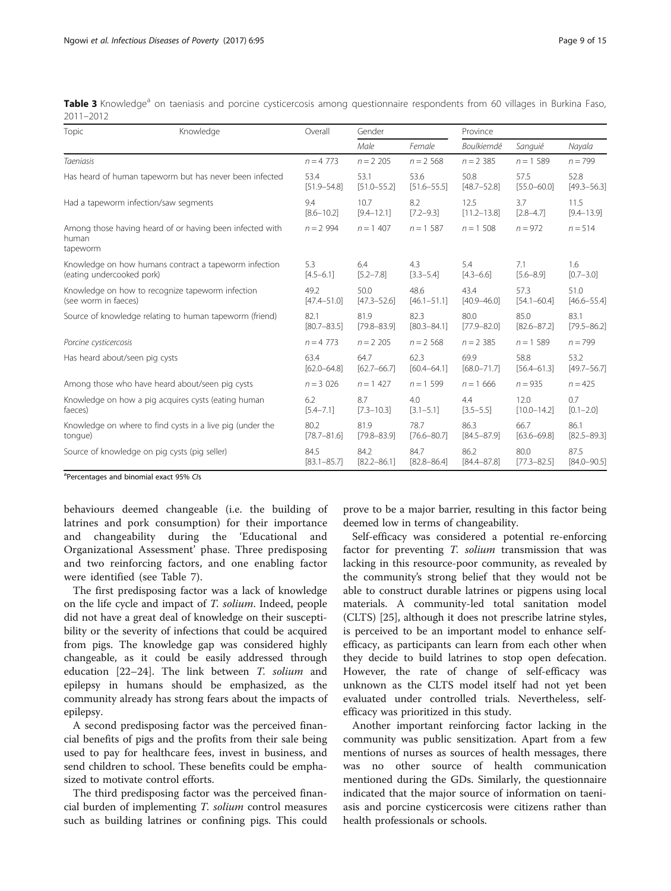**Table 3** Knowledge[a] on taeniasis and porcine cysticercosis among questionnaire respondents from 60 villages in Burkina Faso, 2011–2012

| Topic | Knowledge | Overall | Gender | | Province | | |
|---|---|---|---|---|---|---|---|
| | | | Male | Female | Boulkiemdé | Sanguié | Nayala |
| *Taeniasis* | | $n = 4\ 773$ | $n = 2\ 205$ | $n = 2\ 568$ | $n = 2\ 385$ | $n = 1\ 589$ | $n = 799$ |
| Has heard of human tapeworm but has never been infected | | 53.4 [51.9–54.8] | 53.1 [51.0–55.2] | 53.6 [51.6–55.5] | 50.8 [48.7–52.8] | 57.5 [55.0–60.0] | 52.8 [49.3–56.3] |
| Had a tapeworm infection/saw segments | | 9.4 [8.6–10.2] | 10.7 [9.4–12.1] | 8.2 [7.2–9.3] | 12.5 [11.2–13.8] | 3.7 [2.8–4.7] | 11.5 [9.4–13.9] |
| Among those having heard of or having been infected with human tapeworm | | $n = 2\ 994$ | $n = 1\ 407$ | $n = 1\ 587$ | $n = 1\ 508$ | $n = 972$ | $n = 514$ |
| Knowledge on how humans contract a tapeworm infection (eating undercooked pork) | | 5.3 [4.5–6.1] | 6.4 [5.2–7.8] | 4.3 [3.3–5.4] | 5.4 [4.3–6.6] | 7.1 [5.6–8.9] | 1.6 [0.7–3.0] |
| Knowledge on how to recognize tapeworm infection (see worm in faeces) | | 49.2 [47.4–51.0] | 50.0 [47.3–52.6] | 48.6 [46.1–51.1] | 43.4 [40.9–46.0] | 57.3 [54.1–60.4] | 51.0 [46.6–55.4] |
| Source of knowledge relating to human tapeworm (friend) | | 82.1 [80.7–83.5] | 81.9 [79.8–83.9] | 82.3 [80.3–84.1] | 80.0 [77.9–82.0] | 85.0 [82.6–87.2] | 83.1 [79.5–86.2] |
| *Porcine cysticercosis* | | $n = 4\ 773$ | $n = 2\ 205$ | $n = 2\ 568$ | $n = 2\ 385$ | $n = 1\ 589$ | $n = 799$ |
| Has heard about/seen pig cysts | | 63.4 [62.0–64.8] | 64.7 [62.7–66.7] | 62.3 [60.4–64.1] | 69.9 [68.0–71.7] | 58.8 [56.4–61.3] | 53.2 [49.7–56.7] |
| Among those who have heard about/seen pig cysts | | $n = 3\ 026$ | $n = 1\ 427$ | $n = 1\ 599$ | $n = 1\ 666$ | $n = 935$ | $n = 425$ |
| Knowledge on how a pig acquires cysts (eating human faeces) | | 6.2 [5.4–7.1] | 8.7 [7.3–10.3] | 4.0 [3.1–5.1] | 4.4 [3.5–5.5] | 12.0 [10.0–14.2] | 0.7 [0.1–2.0] |
| Knowledge on where to find cysts in a live pig (under the tongue) | | 80.2 [78.7–81.6] | 81.9 [79.8–83.9] | 78.7 [76.6–80.7] | 86.3 [84.5–87.9] | 66.7 [63.6–69.8] | 86.1 [82.5–89.3] |
| Source of knowledge on pig cysts (pig seller) | | 84.5 [83.1–85.7] | 84.2 [82.2–86.1] | 84.7 [82.8–86.4] | 86.2 [84.4–87.8] | 80.0 [77.3–82.5] | 87.5 [84.0–90.5] |

[a]Percentages and binomial exact 95% *CIs*

behaviours deemed changeable (i.e. the building of latrines and pork consumption) for their importance and changeability during the 'Educational and Organizational Assessment' phase. Three predisposing and two reinforcing factors, and one enabling factor were identified (see Table 7).

The first predisposing factor was a lack of knowledge on the life cycle and impact of *T. solium*. Indeed, people did not have a great deal of knowledge on their susceptibility or the severity of infections that could be acquired from pigs. The knowledge gap was considered highly changeable, as it could be easily addressed through education [22–24]. The link between *T. solium* and epilepsy in humans should be emphasized, as the community already has strong fears about the impacts of epilepsy.

A second predisposing factor was the perceived financial benefits of pigs and the profits from their sale being used to pay for healthcare fees, invest in business, and send children to school. These benefits could be emphasized to motivate control efforts.

The third predisposing factor was the perceived financial burden of implementing *T. solium* control measures such as building latrines or confining pigs. This could prove to be a major barrier, resulting in this factor being deemed low in terms of changeability.

Self-efficacy was considered a potential re-enforcing factor for preventing *T. solium* transmission that was lacking in this resource-poor community, as revealed by the community's strong belief that they would not be able to construct durable latrines or pigpens using local materials. A community-led total sanitation model (CLTS) [25], although it does not prescribe latrine styles, is perceived to be an important model to enhance self-efficacy, as participants can learn from each other when they decide to build latrines to stop open defecation. However, the rate of change of self-efficacy was unknown as the CLTS model itself had not yet been evaluated under controlled trials. Nevertheless, self-efficacy was prioritized in this study.

Another important reinforcing factor lacking in the community was public sensitization. Apart from a few mentions of nurses as sources of health messages, there was no other source of health communication mentioned during the GDs. Similarly, the questionnaire indicated that the major source of information on taeniasis and porcine cysticercosis were citizens rather than health professionals or schools.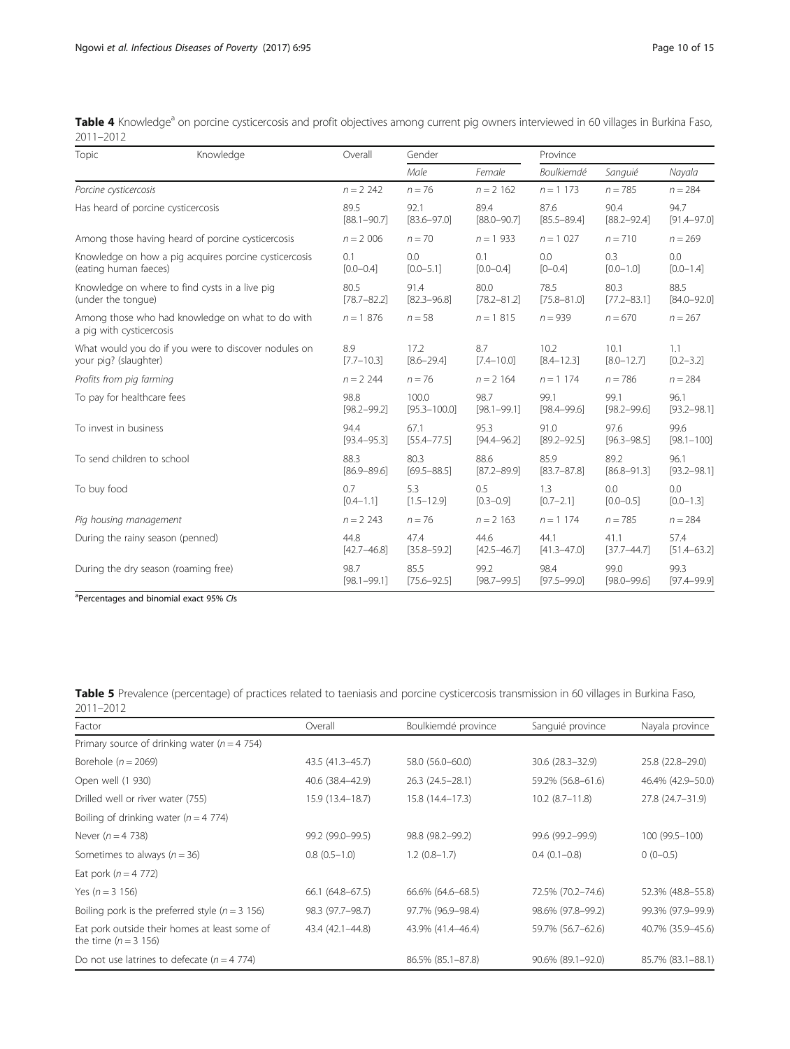**Table 4** Knowledge[a] on porcine cysticercosis and profit objectives among current pig owners interviewed in 60 villages in Burkina Faso, 2011–2012

| Topic / Knowledge | Overall | Gender | | Province | | |
|---|---|---|---|---|---|---|
| | | *Male* | *Female* | *Boulkiemdé* | *Sanguié* | *Nayala* |
| *Porcine cysticercosis* | *n* = 2 242 | *n* = 76 | *n* = 2 162 | *n* = 1 173 | *n* = 785 | *n* = 284 |
| Has heard of porcine cysticercosis | 89.5 [88.1–90.7] | 92.1 [83.6–97.0] | 89.4 [88.0–90.7] | 87.6 [85.5–89.4] | 90.4 [88.2–92.4] | 94.7 [91.4–97.0] |
| Among those having heard of porcine cysticercosis | *n* = 2 006 | *n* = 70 | *n* = 1 933 | *n* = 1 027 | *n* = 710 | *n* = 269 |
| Knowledge on how a pig acquires porcine cysticercosis (eating human faeces) | 0.1 [0.0–0.4] | 0.0 [0.0–5.1] | 0.1 [0.0–0.4] | 0.0 [0–0.4] | 0.3 [0.0–1.0] | 0.0 [0.0–1.4] |
| Knowledge on where to find cysts in a live pig (under the tongue) | 80.5 [78.7–82.2] | 91.4 [82.3–96.8] | 80.0 [78.2–81.2] | 78.5 [75.8–81.0] | 80.3 [77.2–83.1] | 88.5 [84.0–92.0] |
| Among those who had knowledge on what to do with a pig with cysticercosis | *n* = 1 876 | *n* = 58 | *n* = 1 815 | *n* = 939 | *n* = 670 | *n* = 267 |
| What would you do if you were to discover nodules on your pig? (slaughter) | 8.9 [7.7–10.3] | 17.2 [8.6–29.4] | 8.7 [7.4–10.0] | 10.2 [8.4–12.3] | 10.1 [8.0–12.7] | 1.1 [0.2–3.2] |
| *Profits from pig farming* | *n* = 2 244 | *n* = 76 | *n* = 2 164 | *n* = 1 174 | *n* = 786 | *n* = 284 |
| To pay for healthcare fees | 98.8 [98.2–99.2] | 100.0 [95.3–100.0] | 98.7 [98.1–99.1] | 99.1 [98.4–99.6] | 99.1 [98.2–99.6] | 96.1 [93.2–98.1] |
| To invest in business | 94.4 [93.4–95.3] | 67.1 [55.4–77.5] | 95.3 [94.4–96.2] | 91.0 [89.2–92.5] | 97.6 [96.3–98.5] | 99.6 [98.1–100] |
| To send children to school | 88.3 [86.9–89.6] | 80.3 [69.5–88.5] | 88.6 [87.2–89.9] | 85.9 [83.7–87.8] | 89.2 [86.8–91.3] | 96.1 [93.2–98.1] |
| To buy food | 0.7 [0.4–1.1] | 5.3 [1.5–12.9] | 0.5 [0.3–0.9] | 1.3 [0.7–2.1] | 0.0 [0.0–0.5] | 0.0 [0.0–1.3] |
| *Pig housing management* | *n* = 2 243 | *n* = 76 | *n* = 2 163 | *n* = 1 174 | *n* = 785 | *n* = 284 |
| During the rainy season (penned) | 44.8 [42.7–46.8] | 47.4 [35.8–59.2] | 44.6 [42.5–46.7] | 44.1 [41.3–47.0] | 41.1 [37.7–44.7] | 57.4 [51.4–63.2] |
| During the dry season (roaming free) | 98.7 [98.1–99.1] | 85.5 [75.6–92.5] | 99.2 [98.7–99.5] | 98.4 [97.5–99.0] | 99.0 [98.0–99.6] | 99.3 [97.4–99.9] |

[a]Percentages and binomial exact 95% *CIs*

**Table 5** Prevalence (percentage) of practices related to taeniasis and porcine cysticercosis transmission in 60 villages in Burkina Faso, 2011–2012

| Factor | Overall | Boulkiemdé province | Sanguié province | Nayala province |
|---|---|---|---|---|
| Primary source of drinking water (*n* = 4 754) | | | | |
| Borehole (*n* = 2069) | 43.5 (41.3–45.7) | 58.0 (56.0–60.0) | 30.6 (28.3–32.9) | 25.8 (22.8–29.0) |
| Open well (1 930) | 40.6 (38.4–42.9) | 26.3 (24.5–28.1) | 59.2% (56.8–61.6) | 46.4% (42.9–50.0) |
| Drilled well or river water (755) | 15.9 (13.4–18.7) | 15.8 (14.4–17.3) | 10.2 (8.7–11.8) | 27.8 (24.7–31.9) |
| Boiling of drinking water (*n* = 4 774) | | | | |
| Never (*n* = 4 738) | 99.2 (99.0–99.5) | 98.8 (98.2–99.2) | 99.6 (99.2–99.9) | 100 (99.5–100) |
| Sometimes to always (*n* = 36) | 0.8 (0.5–1.0) | 1.2 (0.8–1.7) | 0.4 (0.1–0.8) | 0 (0–0.5) |
| Eat pork (*n* = 4 772) | | | | |
| Yes (*n* = 3 156) | 66.1 (64.8–67.5) | 66.6% (64.6–68.5) | 72.5% (70.2–74.6) | 52.3% (48.8–55.8) |
| Boiling pork is the preferred style (*n* = 3 156) | 98.3 (97.7–98.7) | 97.7% (96.9–98.4) | 98.6% (97.8–99.2) | 99.3% (97.9–99.9) |
| Eat pork outside their homes at least some of the time (*n* = 3 156) | 43.4 (42.1–44.8) | 43.9% (41.4–46.4) | 59.7% (56.7–62.6) | 40.7% (35.9–45.6) |
| Do not use latrines to defecate (*n* = 4 774) | | 86.5% (85.1–87.8) | 90.6% (89.1–92.0) | 85.7% (83.1–88.1) |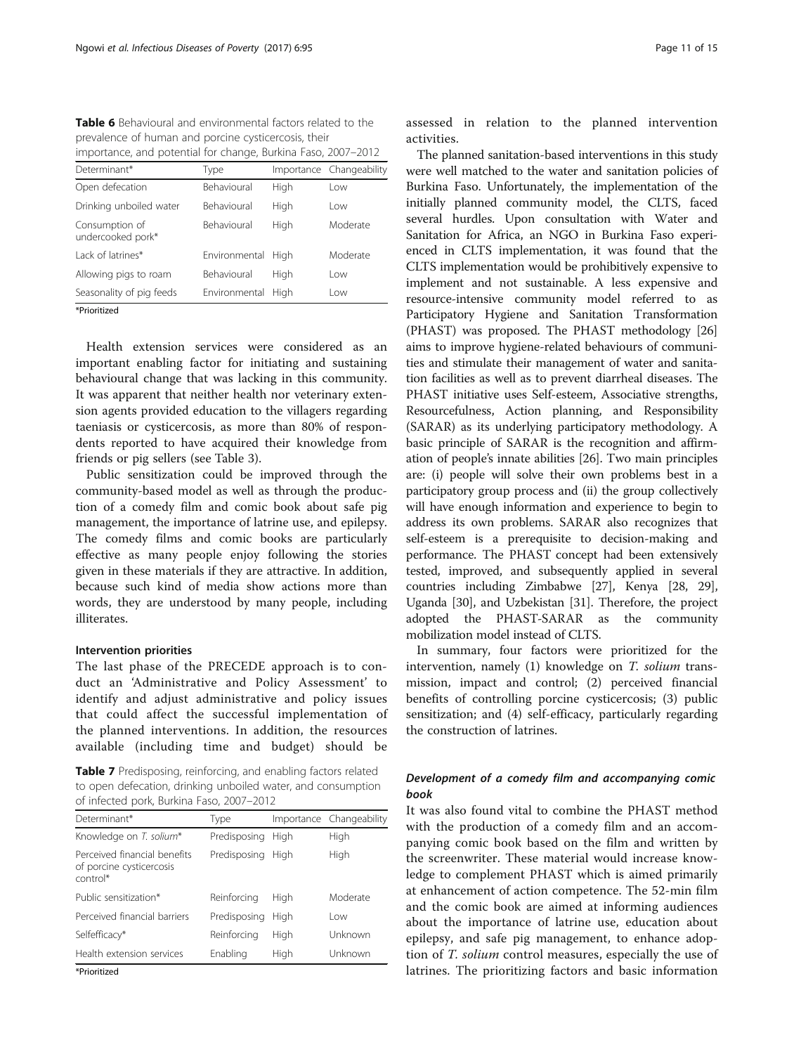**Table 6** Behavioural and environmental factors related to the prevalence of human and porcine cysticercosis, their importance, and potential for change, Burkina Faso, 2007–2012

| Determinant* | Type | Importance | Changeability |
|---|---|---|---|
| Open defecation | Behavioural | High | Low |
| Drinking unboiled water | Behavioural | High | Low |
| Consumption of undercooked pork* | Behavioural | High | Moderate |
| Lack of latrines* | Environmental | High | Moderate |
| Allowing pigs to roam | Behavioural | High | Low |
| Seasonality of pig feeds | Environmental | High | Low |

*Prioritized

Health extension services were considered as an important enabling factor for initiating and sustaining behavioural change that was lacking in this community. It was apparent that neither health nor veterinary extension agents provided education to the villagers regarding taeniasis or cysticercosis, as more than 80% of respondents reported to have acquired their knowledge from friends or pig sellers (see Table 3).

Public sensitization could be improved through the community-based model as well as through the production of a comedy film and comic book about safe pig management, the importance of latrine use, and epilepsy. The comedy films and comic books are particularly effective as many people enjoy following the stories given in these materials if they are attractive. In addition, because such kind of media show actions more than words, they are understood by many people, including illiterates.

#### Intervention priorities

The last phase of the PRECEDE approach is to conduct an 'Administrative and Policy Assessment' to identify and adjust administrative and policy issues that could affect the successful implementation of the planned interventions. In addition, the resources available (including time and budget) should be assessed in relation to the planned intervention activities.

**Table 7** Predisposing, reinforcing, and enabling factors related to open defecation, drinking unboiled water, and consumption of infected pork, Burkina Faso, 2007–2012

| Determinant* | Type | Importance | Changeability |
|---|---|---|---|
| Knowledge on *T. solium** | Predisposing | High | High |
| Perceived financial benefits of porcine cysticercosis control* | Predisposing | High | High |
| Public sensitization* | Reinforcing | High | Moderate |
| Perceived financial barriers | Predisposing | High | Low |
| Selfefficacy* | Reinforcing | High | Unknown |
| Health extension services | Enabling | High | Unknown |

*Prioritized

The planned sanitation-based interventions in this study were well matched to the water and sanitation policies of Burkina Faso. Unfortunately, the implementation of the initially planned community model, the CLTS, faced several hurdles. Upon consultation with Water and Sanitation for Africa, an NGO in Burkina Faso experienced in CLTS implementation, it was found that the CLTS implementation would be prohibitively expensive to implement and not sustainable. A less expensive and resource-intensive community model referred to as Participatory Hygiene and Sanitation Transformation (PHAST) was proposed. The PHAST methodology [26] aims to improve hygiene-related behaviours of communities and stimulate their management of water and sanitation facilities as well as to prevent diarrheal diseases. The PHAST initiative uses Self-esteem, Associative strengths, Resourcefulness, Action planning, and Responsibility (SARAR) as its underlying participatory methodology. A basic principle of SARAR is the recognition and affirmation of people's innate abilities [26]. Two main principles are: (i) people will solve their own problems best in a participatory group process and (ii) the group collectively will have enough information and experience to begin to address its own problems. SARAR also recognizes that self-esteem is a prerequisite to decision-making and performance. The PHAST concept had been extensively tested, improved, and subsequently applied in several countries including Zimbabwe [27], Kenya [28, 29], Uganda [30], and Uzbekistan [31]. Therefore, the project adopted the PHAST-SARAR as the community mobilization model instead of CLTS.

In summary, four factors were prioritized for the intervention, namely (1) knowledge on *T. solium* transmission, impact and control; (2) perceived financial benefits of controlling porcine cysticercosis; (3) public sensitization; and (4) self-efficacy, particularly regarding the construction of latrines.

#### *Development of a comedy film and accompanying comic book*

It was also found vital to combine the PHAST method with the production of a comedy film and an accompanying comic book based on the film and written by the screenwriter. These material would increase knowledge to complement PHAST which is aimed primarily at enhancement of action competence. The 52-min film and the comic book are aimed at informing audiences about the importance of latrine use, education about epilepsy, and safe pig management, to enhance adoption of *T. solium* control measures, especially the use of latrines. The prioritizing factors and basic information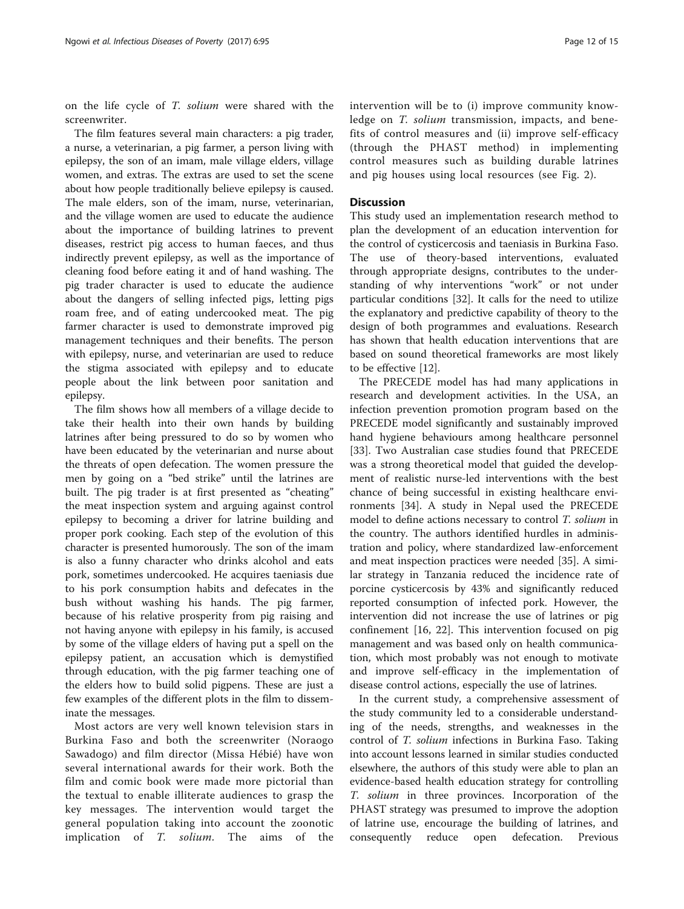on the life cycle of *T. solium* were shared with the screenwriter.

The film features several main characters: a pig trader, a nurse, a veterinarian, a pig farmer, a person living with epilepsy, the son of an imam, male village elders, village women, and extras. The extras are used to set the scene about how people traditionally believe epilepsy is caused. The male elders, son of the imam, nurse, veterinarian, and the village women are used to educate the audience about the importance of building latrines to prevent diseases, restrict pig access to human faeces, and thus indirectly prevent epilepsy, as well as the importance of cleaning food before eating it and of hand washing. The pig trader character is used to educate the audience about the dangers of selling infected pigs, letting pigs roam free, and of eating undercooked meat. The pig farmer character is used to demonstrate improved pig management techniques and their benefits. The person with epilepsy, nurse, and veterinarian are used to reduce the stigma associated with epilepsy and to educate people about the link between poor sanitation and epilepsy.

The film shows how all members of a village decide to take their health into their own hands by building latrines after being pressured to do so by women who have been educated by the veterinarian and nurse about the threats of open defecation. The women pressure the men by going on a "bed strike" until the latrines are built. The pig trader is at first presented as "cheating" the meat inspection system and arguing against control epilepsy to becoming a driver for latrine building and proper pork cooking. Each step of the evolution of this character is presented humorously. The son of the imam is also a funny character who drinks alcohol and eats pork, sometimes undercooked. He acquires taeniasis due to his pork consumption habits and defecates in the bush without washing his hands. The pig farmer, because of his relative prosperity from pig raising and not having anyone with epilepsy in his family, is accused by some of the village elders of having put a spell on the epilepsy patient, an accusation which is demystified through education, with the pig farmer teaching one of the elders how to build solid pigpens. These are just a few examples of the different plots in the film to disseminate the messages.

Most actors are very well known television stars in Burkina Faso and both the screenwriter (Noraogo Sawadogo) and film director (Missa Hébié) have won several international awards for their work. Both the film and comic book were made more pictorial than the textual to enable illiterate audiences to grasp the key messages. The intervention would target the general population taking into account the zoonotic implication of *T. solium*. The aims of the intervention will be to (i) improve community knowledge on *T. solium* transmission, impacts, and benefits of control measures and (ii) improve self-efficacy (through the PHAST method) in implementing control measures such as building durable latrines and pig houses using local resources (see Fig. 2).

## Discussion

This study used an implementation research method to plan the development of an education intervention for the control of cysticercosis and taeniasis in Burkina Faso. The use of theory-based interventions, evaluated through appropriate designs, contributes to the understanding of why interventions "work" or not under particular conditions [32]. It calls for the need to utilize the explanatory and predictive capability of theory to the design of both programmes and evaluations. Research has shown that health education interventions that are based on sound theoretical frameworks are most likely to be effective [12].

The PRECEDE model has had many applications in research and development activities. In the USA, an infection prevention promotion program based on the PRECEDE model significantly and sustainably improved hand hygiene behaviours among healthcare personnel [33]. Two Australian case studies found that PRECEDE was a strong theoretical model that guided the development of realistic nurse-led interventions with the best chance of being successful in existing healthcare environments [34]. A study in Nepal used the PRECEDE model to define actions necessary to control *T. solium* in the country. The authors identified hurdles in administration and policy, where standardized law-enforcement and meat inspection practices were needed [35]. A similar strategy in Tanzania reduced the incidence rate of porcine cysticercosis by 43% and significantly reduced reported consumption of infected pork. However, the intervention did not increase the use of latrines or pig confinement [16, 22]. This intervention focused on pig management and was based only on health communication, which most probably was not enough to motivate and improve self-efficacy in the implementation of disease control actions, especially the use of latrines.

In the current study, a comprehensive assessment of the study community led to a considerable understanding of the needs, strengths, and weaknesses in the control of *T. solium* infections in Burkina Faso. Taking into account lessons learned in similar studies conducted elsewhere, the authors of this study were able to plan an evidence-based health education strategy for controlling *T. solium* in three provinces. Incorporation of the PHAST strategy was presumed to improve the adoption of latrine use, encourage the building of latrines, and consequently reduce open defecation. Previous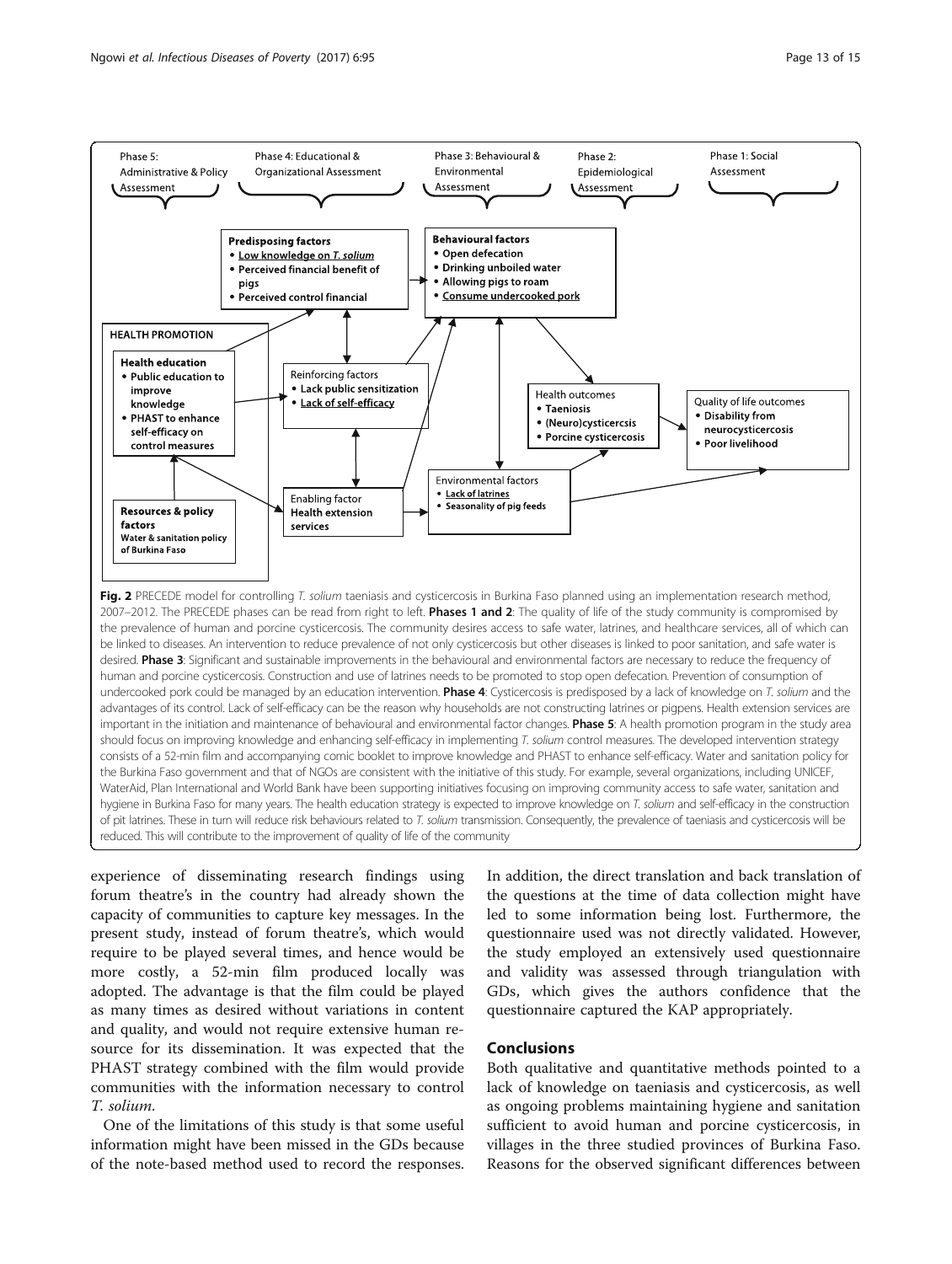Phase 5: Administrative & Policy Assessment

Phase 4: Educational & Organizational Assessment

Phase 3: Behavioural & Environmental Assessment

Phase 2: Epidemiological Assessment

Phase 1: Social Assessment

**Predisposing factors**
- **Low knowledge on *T. solium***
- **Perceived financial benefit of pigs**
- **Perceived control financial**

**Behavioural factors**
- **Open defecation**
- **Drinking unboiled water**
- **Allowing pigs to roam**
- **Consume undercooked pork**

**HEALTH PROMOTION**

**Health education**
- **Public education to improve knowledge**
- **PHAST to enhance self-efficacy on control measures**

Reinforcing factors
- **Lack public sensitization**
- **Lack of self-efficacy**

Health outcomes
- **Taeniosis**
- **(Neuro)cysticercsis**
- **Porcine cysticercosis**

Quality of life outcomes
- **Disability from neurocysticercosis**
- **Poor livelihood**

Environmental factors
- **Lack of latrines**
- **Seasonality of pig feeds**

Enabling factor
**Health extension services**

**Resources & policy factors**
**Water & sanitation policy of Burkina Faso**

**Fig. 2** PRECEDE model for controlling *T. solium* taeniasis and cysticercosis in Burkina Faso planned using an implementation research method, 2007–2012. The PRECEDE phases can be read from right to left. **Phases 1 and 2**: The quality of life of the study community is compromised by the prevalence of human and porcine cysticercosis. The community desires access to safe water, latrines, and healthcare services, all of which can be linked to diseases. An intervention to reduce prevalence of not only cysticercosis but other diseases is linked to poor sanitation, and safe water is desired. **Phase 3**: Significant and sustainable improvements in the behavioural and environmental factors are necessary to reduce the frequency of human and porcine cysticercosis. Construction and use of latrines needs to be promoted to stop open defecation. Prevention of consumption of undercooked pork could be managed by an education intervention. **Phase 4**: Cysticercosis is predisposed by a lack of knowledge on *T. solium* and the advantages of its control. Lack of self-efficacy can be the reason why households are not constructing latrines or pigpens. Health extension services are important in the initiation and maintenance of behavioural and environmental factor changes. **Phase 5**: A health promotion program in the study area should focus on improving knowledge and enhancing self-efficacy in implementing *T. solium* control measures. The developed intervention strategy consists of a 52-min film and accompanying comic booklet to improve knowledge and PHAST to enhance self-efficacy. Water and sanitation policy for the Burkina Faso government and that of NGOs are consistent with the initiative of this study. For example, several organizations, including UNICEF, WaterAid, Plan International and World Bank have been supporting initiatives focusing on improving community access to safe water, sanitation and hygiene in Burkina Faso for many years. The health education strategy is expected to improve knowledge on *T. solium* and self-efficacy in the construction of pit latrines. These in turn will reduce risk behaviours related to *T. solium* transmission. Consequently, the prevalence of taeniasis and cysticercosis will be reduced. This will contribute to the improvement of quality of life of the community

experience of disseminating research findings using forum theatre's in the country had already shown the capacity of communities to capture key messages. In the present study, instead of forum theatre's, which would require to be played several times, and hence would be more costly, a 52-min film produced locally was adopted. The advantage is that the film could be played as many times as desired without variations in content and quality, and would not require extensive human resource for its dissemination. It was expected that the PHAST strategy combined with the film would provide communities with the information necessary to control *T. solium*.

One of the limitations of this study is that some useful information might have been missed in the GDs because of the note-based method used to record the responses. In addition, the direct translation and back translation of the questions at the time of data collection might have led to some information being lost. Furthermore, the questionnaire used was not directly validated. However, the study employed an extensively used questionnaire and validity was assessed through triangulation with GDs, which gives the authors confidence that the questionnaire captured the KAP appropriately.

## Conclusions

Both qualitative and quantitative methods pointed to a lack of knowledge on taeniasis and cysticercosis, as well as ongoing problems maintaining hygiene and sanitation sufficient to avoid human and porcine cysticercosis, in villages in the three studied provinces of Burkina Faso. Reasons for the observed significant differences between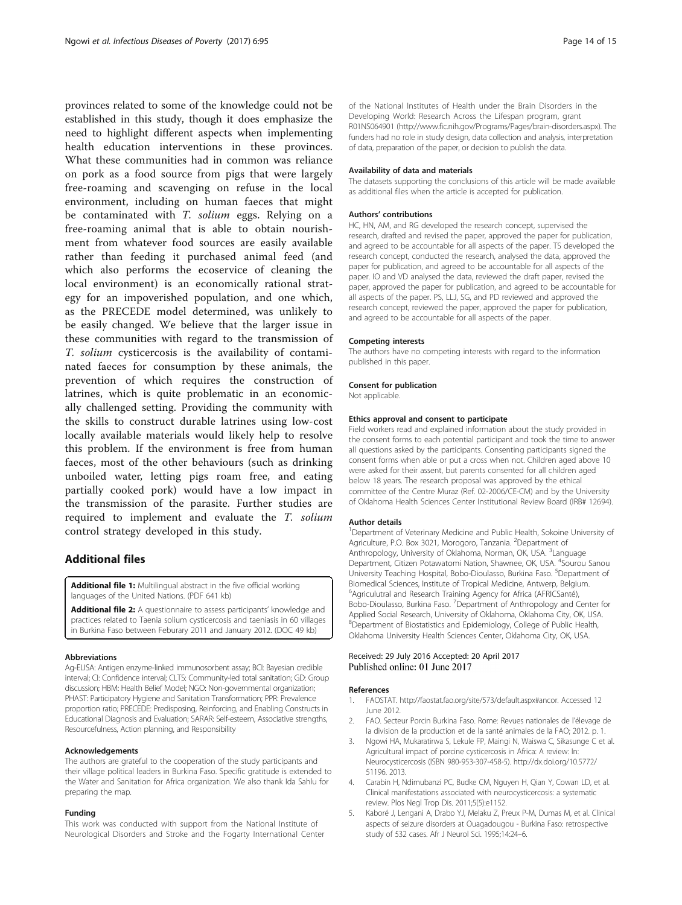provinces related to some of the knowledge could not be established in this study, though it does emphasize the need to highlight different aspects when implementing health education interventions in these provinces. What these communities had in common was reliance on pork as a food source from pigs that were largely free-roaming and scavenging on refuse in the local environment, including on human faeces that might be contaminated with *T. solium* eggs. Relying on a free-roaming animal that is able to obtain nourishment from whatever food sources are easily available rather than feeding it purchased animal feed (and which also performs the ecoservice of cleaning the local environment) is an economically rational strategy for an impoverished population, and one which, as the PRECEDE model determined, was unlikely to be easily changed. We believe that the larger issue in these communities with regard to the transmission of *T. solium* cysticercosis is the availability of contaminated faeces for consumption by these animals, the prevention of which requires the construction of latrines, which is quite problematic in an economically challenged setting. Providing the community with the skills to construct durable latrines using low-cost locally available materials would likely help to resolve this problem. If the environment is free from human faeces, most of the other behaviours (such as drinking unboiled water, letting pigs roam free, and eating partially cooked pork) would have a low impact in the transmission of the parasite. Further studies are required to implement and evaluate the *T. solium* control strategy developed in this study.

## Additional files

**Additional file 1:** Multilingual abstract in the five official working languages of the United Nations. (PDF 641 kb)

**Additional file 2:** A questionnaire to assess participants' knowledge and practices related to Taenia solium cysticercosis and taeniasis in 60 villages in Burkina Faso between Feburary 2011 and January 2012. (DOC 49 kb)

#### Abbreviations

Ag-ELISA: Antigen enzyme-linked immunosorbent assay; BCI: Bayesian credible interval; CI: Confidence interval; CLTS: Community-led total sanitation; GD: Group discussion; HBM: Health Belief Model; NGO: Non-governmental organization; PHAST: Participatory Hygiene and Sanitation Transformation; PPR: Prevalence proportion ratio; PRECEDE: Predisposing, Reinforcing, and Enabling Constructs in Educational Diagnosis and Evaluation; SARAR: Self-esteem, Associative strengths, Resourcefulness, Action planning, and Responsibility

#### Acknowledgements

The authors are grateful to the cooperation of the study participants and their village political leaders in Burkina Faso. Specific gratitude is extended to the Water and Sanitation for Africa organization. We also thank Ida Sahlu for preparing the map.

#### Funding

This work was conducted with support from the National Institute of Neurological Disorders and Stroke and the Fogarty International Center of the National Institutes of Health under the Brain Disorders in the Developing World: Research Across the Lifespan program, grant R01NS064901 (http://www.fic.nih.gov/Programs/Pages/brain-disorders.aspx). The funders had no role in study design, data collection and analysis, interpretation of data, preparation of the paper, or decision to publish the data.

#### Availability of data and materials

The datasets supporting the conclusions of this article will be made available as additional files when the article is accepted for publication.

#### Authors' contributions

HC, HN, AM, and RG developed the research concept, supervised the research, drafted and revised the paper, approved the paper for publication, and agreed to be accountable for all aspects of the paper. TS developed the research concept, conducted the research, analysed the data, approved the paper for publication, and agreed to be accountable for all aspects of the paper. IO and VD analysed the data, reviewed the draft paper, revised the paper, approved the paper for publication, and agreed to be accountable for all aspects of the paper. PS, LLJ, SG, and PD reviewed and approved the research concept, reviewed the paper, approved the paper for publication, and agreed to be accountable for all aspects of the paper.

#### Competing interests

The authors have no competing interests with regard to the information published in this paper.

#### Consent for publication

Not applicable.

#### Ethics approval and consent to participate

Field workers read and explained information about the study provided in the consent forms to each potential participant and took the time to answer all questions asked by the participants. Consenting participants signed the consent forms when able or put a cross when not. Children aged above 10 were asked for their assent, but parents consented for all children aged below 18 years. The research proposal was approved by the ethical committee of the Centre Muraz (Ref. 02-2006/CE-CM) and by the University of Oklahoma Health Sciences Center Institutional Review Board (IRB# 12694).

#### Author details

[1]Department of Veterinary Medicine and Public Health, Sokoine University of Agriculture, P.O. Box 3021, Morogoro, Tanzania. [2]Department of Anthropology, University of Oklahoma, Norman, OK, USA. [3]Language Department, Citizen Potawatomi Nation, Shawnee, OK, USA. [4]Sourou Sanou University Teaching Hospital, Bobo-Dioulasso, Burkina Faso. [5]Department of Biomedical Sciences, Institute of Tropical Medicine, Antwerp, Belgium. [6]Agricultural and Research Training Agency for Africa (AFRICSanté), Bobo-Dioulasso, Burkina Faso. [7]Department of Anthropology and Center for Applied Social Research, University of Oklahoma, Oklahoma City, OK, USA. [8]Department of Biostatistics and Epidemiology, College of Public Health, Oklahoma University Health Sciences Center, Oklahoma City, OK, USA.

Received: 29 July 2016 Accepted: 20 April 2017
Published online: 01 June 2017

#### References

1. FAOSTAT. http://faostat.fao.org/site/573/default.aspx#ancor. Accessed 12 June 2012.
2. FAO. Secteur Porcin Burkina Faso. Rome: Revues nationales de l'élevage de la division de la production et de la santé animales de la FAO; 2012. p. 1.
3. Ngowi HA, Mukaratirwa S, Lekule FP, Maingi N, Waiswa C, Sikasunge C et al. Agricultural impact of porcine cysticercosis in Africa: A review: In: Neurocysticercosis (ISBN 980-953-307-458-5). http://dx.doi.org/10.5772/51196. 2013.
4. Carabin H, Ndimubanzi PC, Budke CM, Nguyen H, Qian Y, Cowan LD, et al. Clinical manifestations associated with neurocysticercosis: a systematic review. Plos Negl Trop Dis. 2011;5(5):e1152.
5. Kaboré J, Lengani A, Drabo YJ, Preux P-M, Dumas M, et al. Clinical aspects of seizure disorders at Ouagadougou - Burkina Faso: retrospective study of 532 cases. Afr J Neurol Sci. 1995;14:24–6.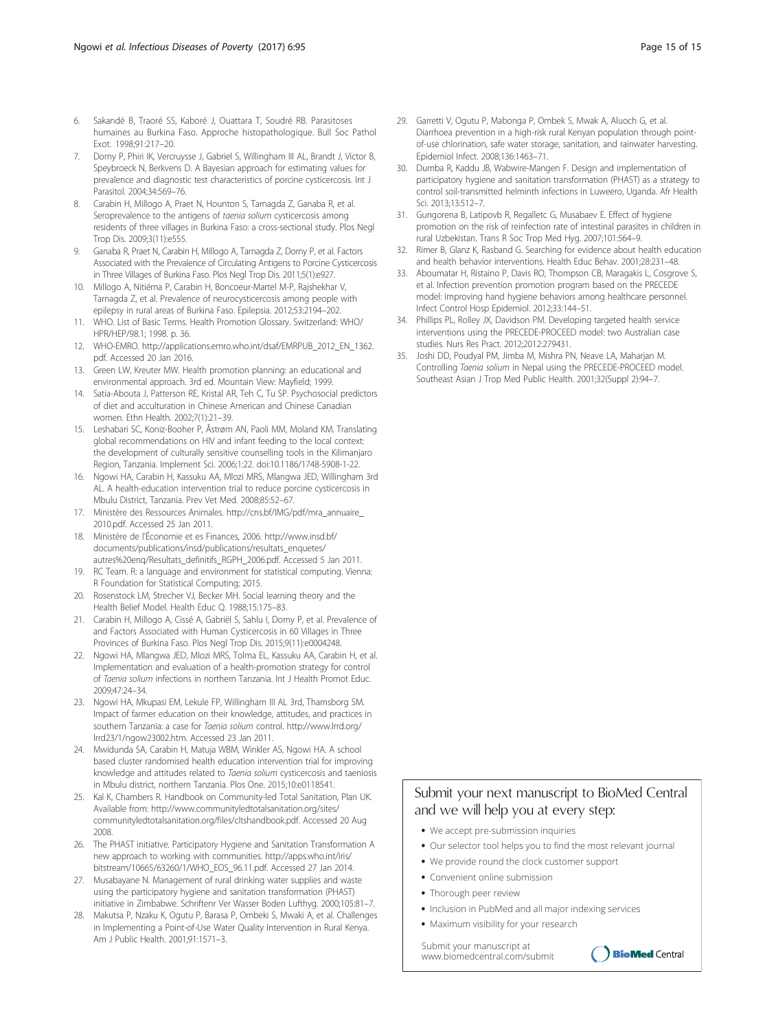6. Sakandé B, Traoré SS, Kaboré J, Ouattara T, Soudré RB. Parasitoses humaines au Burkina Faso. Approche histopathologique. Bull Soc Pathol Exot. 1998;91:217–20.
7. Dorny P, Phiri IK, Vercruysse J, Gabriel S, Willingham III AL, Brandt J, Victor B, Speybroeck N, Berkvens D. A Bayesian approach for estimating values for prevalence and diagnostic test characteristics of porcine cysticercosis. Int J Parasitol. 2004;34:569–76.
8. Carabin H, Millogo A, Praet N, Hounton S, Tarnagda Z, Ganaba R, et al. Seroprevalence to the antigens of *taenia solium* cysticercosis among residents of three villages in Burkina Faso: a cross-sectional study. Plos Negl Trop Dis. 2009;3(11):e555.
9. Ganaba R, Praet N, Carabin H, Millogo A, Tarnagda Z, Dorny P, et al. Factors Associated with the Prevalence of Circulating Antigens to Porcine Cysticercosis in Three Villages of Burkina Faso. Plos Negl Trop Dis. 2011;5(1):e927.
10. Millogo A, Nitiéma P, Carabin H, Boncoeur-Martel M-P, Rajshekhar V, Tarnagda Z, et al. Prevalence of neurocysticercosis among people with epilepsy in rural areas of Burkina Faso. Epilepsia. 2012;53:2194–202.
11. WHO. List of Basic Terms. Health Promotion Glossary. Switzerland: WHO/HPR/HEP/98.1; 1998. p. 36.
12. WHO-EMRO. http://applications.emro.who.int/dsaf/EMRPUB_2012_EN_1362.pdf. Accessed 20 Jan 2016.
13. Green LW, Kreuter MW. Health promotion planning: an educational and environmental approach. 3rd ed. Mountain View: Mayfield; 1999.
14. Satia-Abouta J, Patterson RE, Kristal AR, Teh C, Tu SP. Psychosocial predictors of diet and acculturation in Chinese American and Chinese Canadian women. Ethn Health. 2002;7(1):21–39.
15. Leshabari SC, Koniz-Booher P, Åstrøm AN, Paoli MM, Moland KM. Translating global recommendations on HIV and infant feeding to the local context: the development of culturally sensitive counselling tools in the Kilimanjaro Region, Tanzania. Implement Sci. 2006;1:22. doi:10.1186/1748-5908-1-22.
16. Ngowi HA, Carabin H, Kassuku AA, Mlozi MRS, Mlangwa JED, Willingham 3rd AL. A health-education intervention trial to reduce porcine cysticercosis in Mbulu District, Tanzania. Prev Vet Med. 2008;85:52–67.
17. Ministère des Ressources Animales. http://cns.bf/IMG/pdf/mra_annuaire_2010.pdf. Accessed 25 Jan 2011.
18. Ministère de l'Économie et es Finances, 2006. http://www.insd.bf/documents/publications/insd/publications/resultats_enquetes/autres%20enq/Resultats_definitifs_RGPH_2006.pdf. Accessed 5 Jan 2011.
19. RC Team. R: a language and environment for statistical computing. Vienna: R Foundation for Statistical Computing; 2015.
20. Rosenstock LM, Strecher VJ, Becker MH. Social learning theory and the Health Belief Model. Health Educ Q. 1988;15:175–83.
21. Carabin H, Millogo A, Cissé A, Gabriël S, Sahlu I, Dorny P, et al. Prevalence of and Factors Associated with Human Cysticercosis in 60 Villages in Three Provinces of Burkina Faso. Plos Negl Trop Dis. 2015;9(11):e0004248.
22. Ngowi HA, Mlangwa JED, Mlozi MRS, Tolma EL, Kassuku AA, Carabin H, et al. Implementation and evaluation of a health-promotion strategy for control of *Taenia solium* infections in northern Tanzania. Int J Health Promot Educ. 2009;47:24–34.
23. Ngowi HA, Mkupasi EM, Lekule FP, Willingham III AL 3rd, Thamsborg SM. Impact of farmer education on their knowledge, attitudes, and practices in southern Tanzania: a case for *Taenia solium* control. http://www.lrrd.org/lrrd23/1/ngow23002.htm. Accessed 23 Jan 2011.
24. Mwidunda SA, Carabin H, Matuja WBM, Winkler AS, Ngowi HA. A school based cluster randomised health education intervention trial for improving knowledge and attitudes related to *Taenia solium* cysticercosis and taeniosis in Mbulu district, northern Tanzania. Plos One. 2015;10:e0118541.
25. Kal K, Chambers R. Handbook on Community-led Total Sanitation, Plan UK. Available from: http://www.communityledtotalsanitation.org/sites/communityledtotalsanitation.org/files/cltshandbook.pdf. Accessed 20 Aug 2008.
26. The PHAST initiative. Participatory Hygiene and Sanitation Transformation A new approach to working with communities. http://apps.who.int/iris/bitstream/10665/63260/1/WHO_EOS_96.11.pdf. Accessed 27 Jan 2014.
27. Musabayane N. Management of rural drinking water supplies and waste using the participatory hygiene and sanitation transformation (PHAST) initiative in Zimbabwe. Schriftenr Ver Wasser Boden Lufthyg. 2000;105:81–7.
28. Makutsa P, Nzaku K, Ogutu P, Barasa P, Ombeki S, Mwaki A, et al. Challenges in Implementing a Point-of-Use Water Quality Intervention in Rural Kenya. Am J Public Health. 2001;91:1571–3.
29. Garretti V, Ogutu P, Mabonga P, Ombek S, Mwak A, Aluoch G, et al. Diarrhoea prevention in a high-risk rural Kenyan population through point-of-use chlorination, safe water storage, sanitation, and rainwater harvesting. Epidemiol Infect. 2008;136:1463–71.
30. Dumba R, Kaddu JB, Wabwire-Mangen F. Design and implementation of participatory hygiene and sanitation transformation (PHAST) as a strategy to control soil-transmitted helminth infections in Luweero, Uganda. Afr Health Sci. 2013;13:512–7.
31. Gungorena B, Latipovb R, Regalletc G, Musabaev E. Effect of hygiene promotion on the risk of reinfection rate of intestinal parasites in children in rural Uzbekistan. Trans R Soc Trop Med Hyg. 2007;101:564–9.
32. Rimer B, Glanz K, Rasband G. Searching for evidence about health education and health behavior interventions. Health Educ Behav. 2001;28:231–48.
33. Aboumatar H, Ristaino P, Davis RO, Thompson CB, Maragakis L, Cosgrove S, et al. Infection prevention promotion program based on the PRECEDE model: improving hand hygiene behaviors among healthcare personnel. Infect Control Hosp Epidemiol. 2012;33:144–51.
34. Phillips PL, Rolley JX, Davidson PM. Developing targeted health service interventions using the PRECEDE-PROCEED model: two Australian case studies. Nurs Res Pract. 2012;2012:279431.
35. Joshi DD, Poudyal PM, Jimba M, Mishra PN, Neave LA, Maharjan M. Controlling *Taenia solium* in Nepal using the PRECEDE-PROCEED model. Southeast Asian J Trop Med Public Health. 2001;32(Suppl 2):94–7.

Submit your next manuscript to BioMed Central and we will help you at every step:

- We accept pre-submission inquiries
- Our selector tool helps you to find the most relevant journal
- We provide round the clock customer support
- Convenient online submission
- Thorough peer review
- Inclusion in PubMed and all major indexing services
- Maximum visibility for your research

Submit your manuscript at
www.biomedcentral.com/submit

BioMed Central